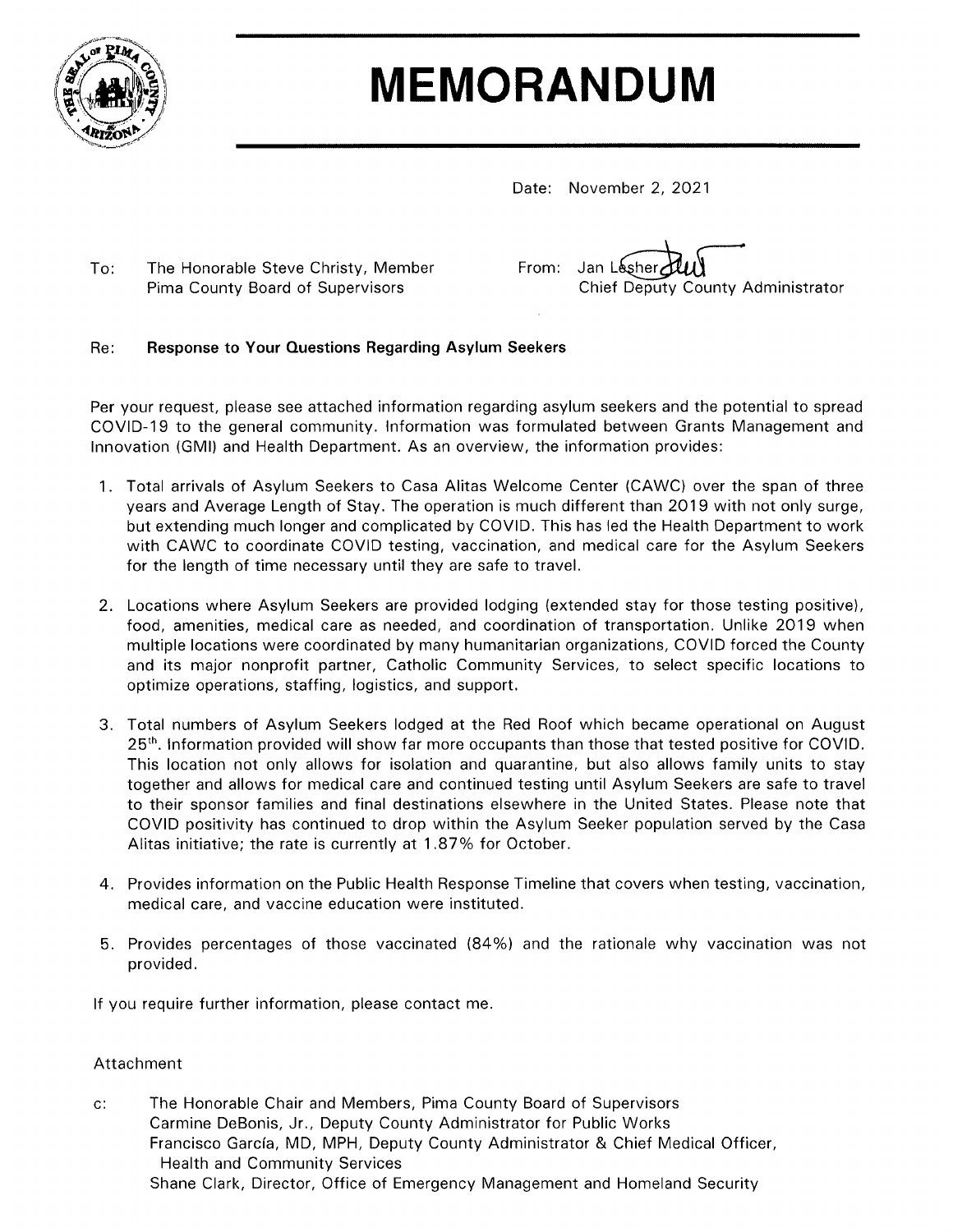# MEMORANDUM

Date: November 2, 2021

To: The Honorable Steve Christy, Member
Pima County Board of Supervisors

From: Jan Lesher
Chief Deputy County Administrator

Re: **Response to Your Questions Regarding Asylum Seekers**

Per your request, please see attached information regarding asylum seekers and the potential to spread COVID-19 to the general community. Information was formulated between Grants Management and Innovation (GMI) and Health Department. As an overview, the information provides:

1. Total arrivals of Asylum Seekers to Casa Alitas Welcome Center (CAWC) over the span of three years and Average Length of Stay. The operation is much different than 2019 with not only surge, but extending much longer and complicated by COVID. This has led the Health Department to work with CAWC to coordinate COVID testing, vaccination, and medical care for the Asylum Seekers for the length of time necessary until they are safe to travel.

2. Locations where Asylum Seekers are provided lodging (extended stay for those testing positive), food, amenities, medical care as needed, and coordination of transportation. Unlike 2019 when multiple locations were coordinated by many humanitarian organizations, COVID forced the County and its major nonprofit partner, Catholic Community Services, to select specific locations to optimize operations, staffing, logistics, and support.

3. Total numbers of Asylum Seekers lodged at the Red Roof which became operational on August 25th. Information provided will show far more occupants than those that tested positive for COVID. This location not only allows for isolation and quarantine, but also allows family units to stay together and allows for medical care and continued testing until Asylum Seekers are safe to travel to their sponsor families and final destinations elsewhere in the United States. Please note that COVID positivity has continued to drop within the Asylum Seeker population served by the Casa Alitas initiative; the rate is currently at 1.87% for October.

4. Provides information on the Public Health Response Timeline that covers when testing, vaccination, medical care, and vaccine education were instituted.

5. Provides percentages of those vaccinated (84%) and the rationale why vaccination was not provided.

If you require further information, please contact me.

Attachment

c: The Honorable Chair and Members, Pima County Board of Supervisors
Carmine DeBonis, Jr., Deputy County Administrator for Public Works
Francisco García, MD, MPH, Deputy County Administrator & Chief Medical Officer, Health and Community Services
Shane Clark, Director, Office of Emergency Management and Homeland Security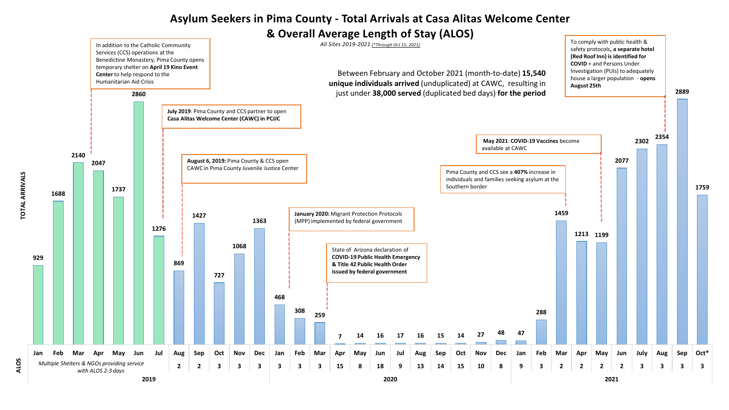# Asylum Seekers in Pima County - Total Arrivals at Casa Alitas Welcome Center & Overall Average Length of Stay (ALOS)

*All Sites 2019-2021 (\*Through Oct 15, 2021)*

Between February and October 2021 (month-to-date) **15,540 unique individuals arrived** (unduplicated) at CAWC, resulting in just under **38,000 served** (duplicated bed days) **for the period**

In addition to the Catholic Community Services (CCS) operations at the Benedictine Monastery, Pima County opens temporary shelter on **April 19 Kino Event Center** to help respond to the Humanitarian Aid Crisis

**July 2019**: Pima County and CCS partner to open **Casa Alitas Welcome Center (CAWC) in PCJJC**

**August 6, 2019:** Pima County & CCS open CAWC in Pima County Juvenile Justice Center

**January 2020:** Migrant Protection Protocols (MPP) implemented by federal government

State of Arizona declaration of **COVID-19 Public Health Emergency & Title 42 Public Health Order issued by federal government**

Pima County and CCS see a **407%** increase in individuals and families seeking asylum at the Southern border

**May 2021**: **COVID-19 Vaccines** become available at CAWC

To comply with public health & safety protocols, **a separate hotel (Red Roof Inn) is identified for COVID** + and Persons Under Investigation (PUIs) to adequately house a larger population - **opens August 25th**

| Year | Month | Total Arrivals | ALOS |
|---|---|---|---|
| 2019 | Jan | 929 | Multiple Shelters & NGOs providing service with ALOS 2-3 days |
| 2019 | Feb | 1688 | |
| 2019 | Mar | 2140 | |
| 2019 | Apr | 2047 | |
| 2019 | May | 1737 | |
| 2019 | Jun | 2860 | |
| 2019 | Jul | 1276 | |
| 2019 | Aug | 869 | 2 |
| 2019 | Sep | 1427 | 2 |
| 2019 | Oct | 727 | 3 |
| 2019 | Nov | 1068 | 3 |
| 2019 | Dec | 1363 | 3 |
| 2020 | Jan | 468 | 3 |
| 2020 | Feb | 308 | 3 |
| 2020 | Mar | 259 | 3 |
| 2020 | Apr | 7 | 15 |
| 2020 | May | 14 | 8 |
| 2020 | Jun | 16 | 18 |
| 2020 | Jul | 17 | 9 |
| 2020 | Aug | 16 | 13 |
| 2020 | Sep | 15 | 14 |
| 2020 | Oct | 14 | 15 |
| 2020 | Nov | 27 | 10 |
| 2020 | Dec | 48 | 8 |
| 2021 | Jan | 47 | 9 |
| 2021 | Feb | 288 | 3 |
| 2021 | Mar | 1459 | 2 |
| 2021 | Apr | 1213 | 2 |
| 2021 | May | 1199 | 2 |
| 2021 | Jun | 2077 | 2 |
| 2021 | July | 2302 | 3 |
| 2021 | Aug | 2354 | 3 |
| 2021 | Sep | 2889 | 3 |
| 2021 | Oct* | 1759 | 3 |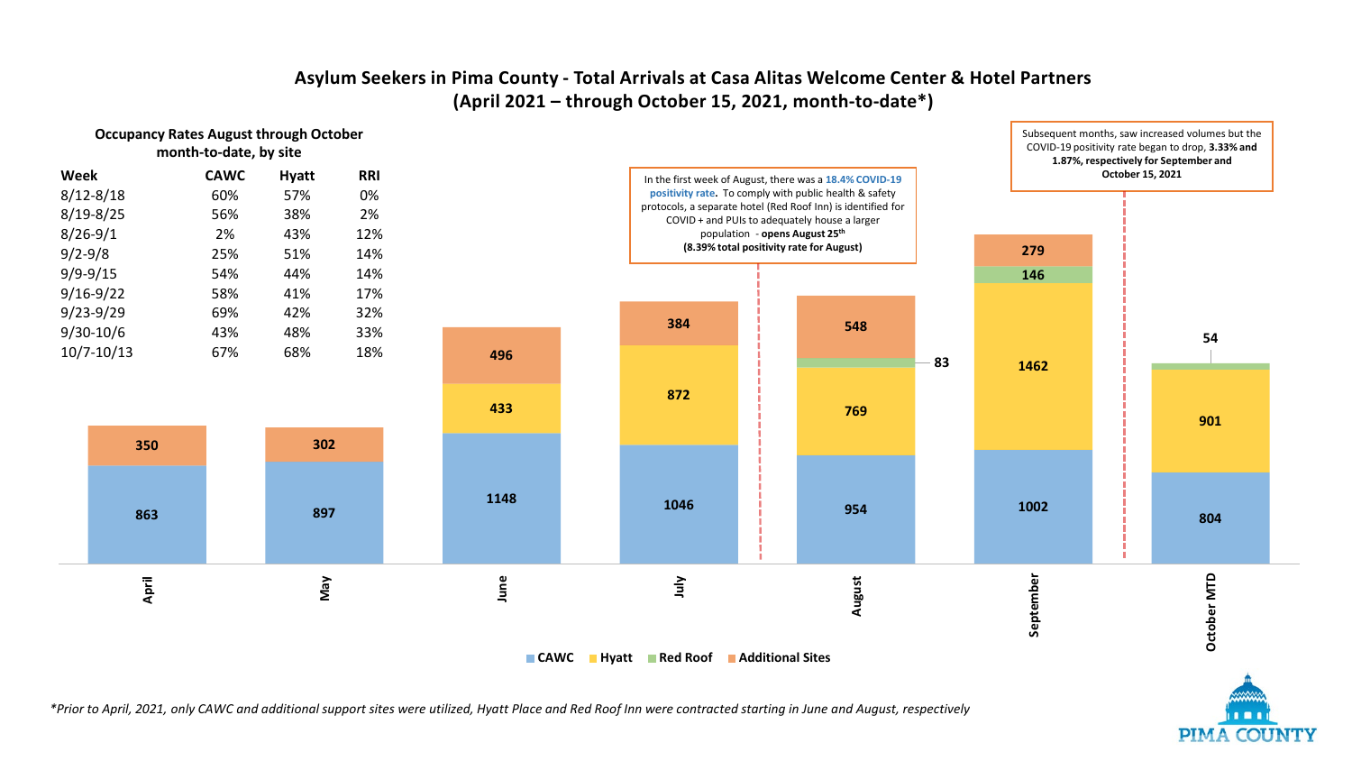# Asylum Seekers in Pima County - Total Arrivals at Casa Alitas Welcome Center & Hotel Partners (April 2021 – through October 15, 2021, month-to-date*)

**Occupancy Rates August through October month-to-date, by site**

| Week | CAWC | Hyatt | RRI |
|---|---|---|---|
| 8/12-8/18 | 60% | 57% | 0% |
| 8/19-8/25 | 56% | 38% | 2% |
| 8/26-9/1 | 2% | 43% | 12% |
| 9/2-9/8 | 25% | 51% | 14% |
| 9/9-9/15 | 54% | 44% | 14% |
| 9/16-9/22 | 58% | 41% | 17% |
| 9/23-9/29 | 69% | 42% | 32% |
| 9/30-10/6 | 43% | 48% | 33% |
| 10/7-10/13 | 67% | 68% | 18% |

| Month | CAWC | Hyatt | Red Roof | Additional Sites |
|---|---|---|---|---|
| April | 863 | | | 350 |
| May | 897 | | | 302 |
| June | 1148 | 433 | | 496 |
| July | 1046 | 872 | | 384 |
| August | 954 | 769 | 83 | 548 |
| September | 1002 | 1462 | 146 | 279 |
| October MTD | 804 | 901 | 54 | |

In the first week of August, there was a **18.4% COVID-19 positivity rate.** To comply with public health & safety protocols, a separate hotel (Red Roof Inn) is identified for COVID + and PUIs to adequately house a larger population - **opens August 25th (8.39% total positivity rate for August)**

Subsequent months, saw increased volumes but the COVID-19 positivity rate began to drop, **3.33% and 1.87%, respectively for September and October 15, 2021**

*\*Prior to April, 2021, only CAWC and additional support sites were utilized, Hyatt Place and Red Roof Inn were contracted starting in June and August, respectively*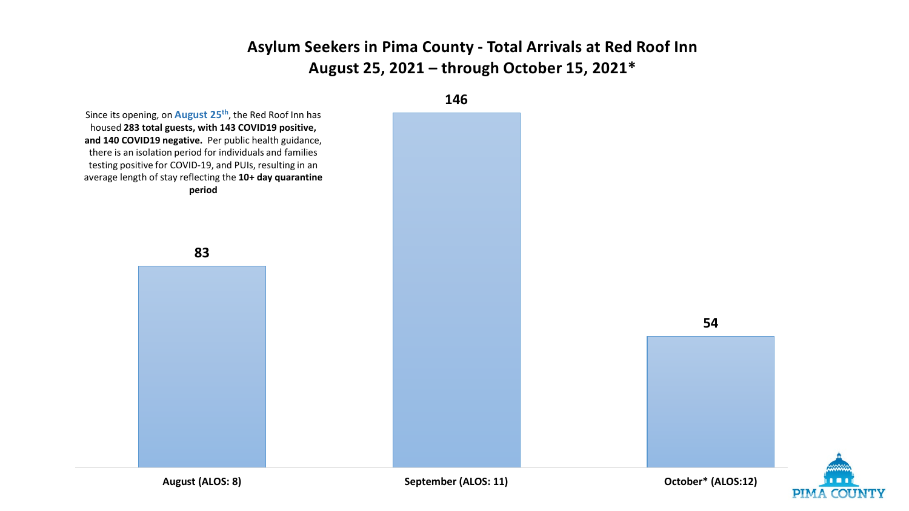## Asylum Seekers in Pima County - Total Arrivals at Red Roof Inn
## August 25, 2021 – through October 15, 2021*

Since its opening, on **August 25th**, the Red Roof Inn has housed **283 total guests, with 143 COVID19 positive, and 140 COVID19 negative.** Per public health guidance, there is an isolation period for individuals and families testing positive for COVID-19, and PUIs, resulting in an average length of stay reflecting the **10+ day quarantine period**

| Month | Total Arrivals |
|---|---|
| August (ALOS: 8) | 83 |
| September (ALOS: 11) | 146 |
| October* (ALOS:12) | 54 |

PIMA COUNTY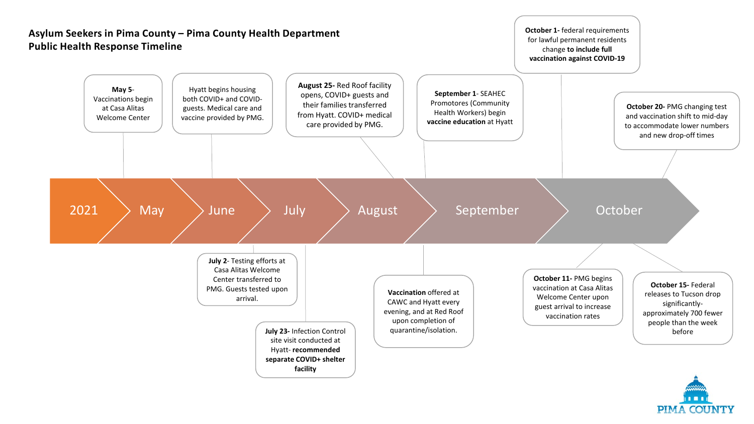# Asylum Seekers in Pima County – Pima County Health Department Public Health Response Timeline

**2021**

**May**

- **May 5**- Vaccinations begin at Casa Alitas Welcome Center

**June**

- Hyatt begins housing both COVID+ and COVID- guests. Medical care and vaccine provided by PMG.

**July**

- **July 2**- Testing efforts at Casa Alitas Welcome Center transferred to PMG. Guests tested upon arrival.
- **July 23**- Infection Control site visit conducted at Hyatt- **recommended separate COVID+ shelter facility**

**August**

- **August 25**- Red Roof facility opens, COVID+ guests and their families transferred from Hyatt. COVID+ medical care provided by PMG.

**September**

- **September 1**- SEAHEC Promotores (Community Health Workers) begin **vaccine education** at Hyatt
- **Vaccination** offered at CAWC and Hyatt every evening, and at Red Roof upon completion of quarantine/isolation.

**October**

- **October 1**- federal requirements for lawful permanent residents change **to include full vaccination against COVID-19**
- **October 11**- PMG begins vaccination at Casa Alitas Welcome Center upon guest arrival to increase vaccination rates
- **October 15**- Federal releases to Tucson drop significantly- approximately 700 fewer people than the week before
- **October 20**- PMG changing test and vaccination shift to mid-day to accommodate lower numbers and new drop-off times

PIMA COUNTY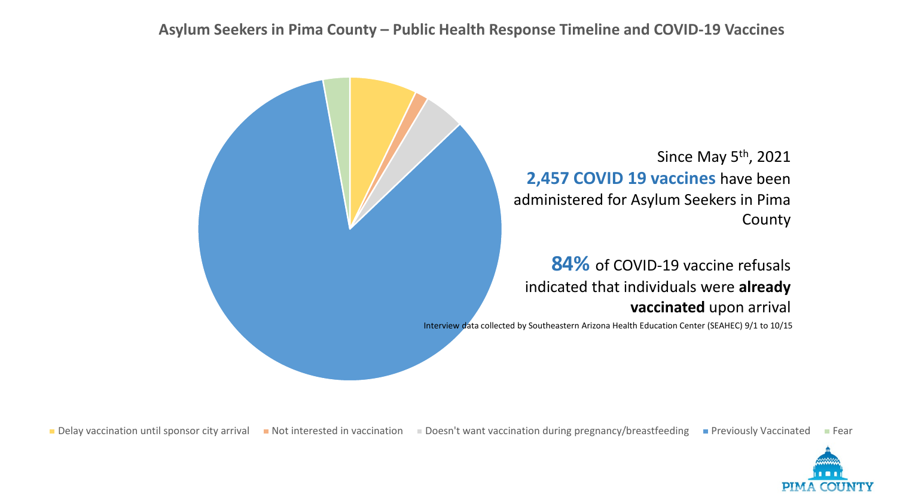## Asylum Seekers in Pima County – Public Health Response Timeline and COVID-19 Vaccines

Since May 5th, 2021 **2,457 COVID 19 vaccines** have been administered for Asylum Seekers in Pima County

**84%** of COVID-19 vaccine refusals indicated that individuals were **already vaccinated** upon arrival

Interview data collected by Southeastern Arizona Health Education Center (SEAHEC) 9/1 to 10/15

Delay vaccination until sponsor city arrival
Not interested in vaccination
Doesn't want vaccination during pregnancy/breastfeeding
Previously Vaccinated
Fear

PIMA COUNTY